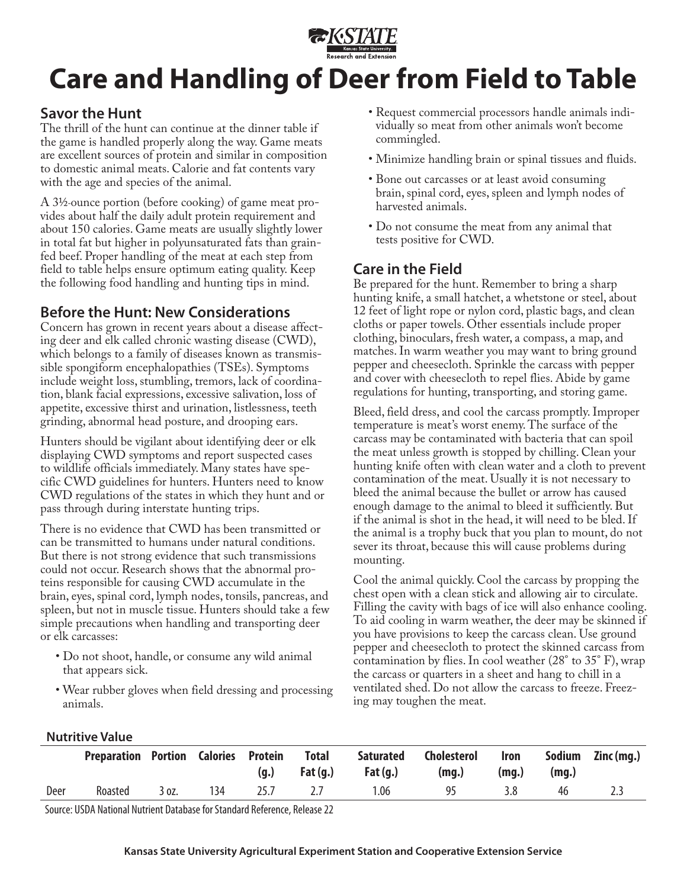# Care and Handling of Deer from Field to Table

## Savor the Hunt

The thrill of the hunt can continue at the dinner table if the game is handled properly along the way. Game meats are excellent sources of protein and similar in composition to domestic animal meats. Calorie and fat contents vary with the age and species of the animal.

A 3½-ounce portion (before cooking) of game meat provides about half the daily adult protein requirement and about 150 calories. Game meats are usually slightly lower in total fat but higher in polyunsaturated fats than grain-fed beef. Proper handling of the meat at each step from field to table helps ensure optimum eating quality. Keep the following food handling and hunting tips in mind.

## Before the Hunt: New Considerations

Concern has grown in recent years about a disease affecting deer and elk called chronic wasting disease (CWD), which belongs to a family of diseases known as transmissible spongiform encephalopathies (TSEs). Symptoms include weight loss, stumbling, tremors, lack of coordination, blank facial expressions, excessive salivation, loss of appetite, excessive thirst and urination, listlessness, teeth grinding, abnormal head posture, and drooping ears.

Hunters should be vigilant about identifying deer or elk displaying CWD symptoms and report suspected cases to wildlife officials immediately. Many states have specific CWD guidelines for hunters. Hunters need to know CWD regulations of the states in which they hunt and or pass through during interstate hunting trips.

There is no evidence that CWD has been transmitted or can be transmitted to humans under natural conditions. But there is not strong evidence that such transmissions could not occur. Research shows that the abnormal proteins responsible for causing CWD accumulate in the brain, eyes, spinal cord, lymph nodes, tonsils, pancreas, and spleen, but not in muscle tissue. Hunters should take a few simple precautions when handling and transporting deer or elk carcasses:

- Do not shoot, handle, or consume any wild animal that appears sick.
- Wear rubber gloves when field dressing and processing animals.
- Request commercial processors handle animals individually so meat from other animals won't become commingled.
- Minimize handling brain or spinal tissues and fluids.
- Bone out carcasses or at least avoid consuming brain, spinal cord, eyes, spleen and lymph nodes of harvested animals.
- Do not consume the meat from any animal that tests positive for CWD.

## Care in the Field

Be prepared for the hunt. Remember to bring a sharp hunting knife, a small hatchet, a whetstone or steel, about 12 feet of light rope or nylon cord, plastic bags, and clean cloths or paper towels. Other essentials include proper clothing, binoculars, fresh water, a compass, a map, and matches. In warm weather you may want to bring ground pepper and cheesecloth. Sprinkle the carcass with pepper and cover with cheesecloth to repel flies. Abide by game regulations for hunting, transporting, and storing game.

Bleed, field dress, and cool the carcass promptly. Improper temperature is meat's worst enemy. The surface of the carcass may be contaminated with bacteria that can spoil the meat unless growth is stopped by chilling. Clean your hunting knife often with clean water and a cloth to prevent contamination of the meat. Usually it is not necessary to bleed the animal because the bullet or arrow has caused enough damage to the animal to bleed it sufficiently. But if the animal is shot in the head, it will need to be bled. If the animal is a trophy buck that you plan to mount, do not sever its throat, because this will cause problems during mounting.

Cool the animal quickly. Cool the carcass by propping the chest open with a clean stick and allowing air to circulate. Filling the cavity with bags of ice will also enhance cooling. To aid cooling in warm weather, the deer may be skinned if you have provisions to keep the carcass clean. Use ground pepper and cheesecloth to protect the skinned carcass from contamination by flies. In cool weather (28° to 35° F), wrap the carcass or quarters in a sheet and hang to chill in a ventilated shed. Do not allow the carcass to freeze. Freezing may toughen the meat.

### Nutritive Value

| | Preparation | Portion | Calories | Protein (g.) | Total Fat (g.) | Saturated Fat (g.) | Cholesterol (mg.) | Iron (mg.) | Sodium (mg.) | Zinc (mg.) |
|---|---|---|---|---|---|---|---|---|---|---|
| Deer | Roasted | 3 oz. | 134 | 25.7 | 2.7 | 1.06 | 95 | 3.8 | 46 | 2.3 |

Source: USDA National Nutrient Database for Standard Reference, Release 22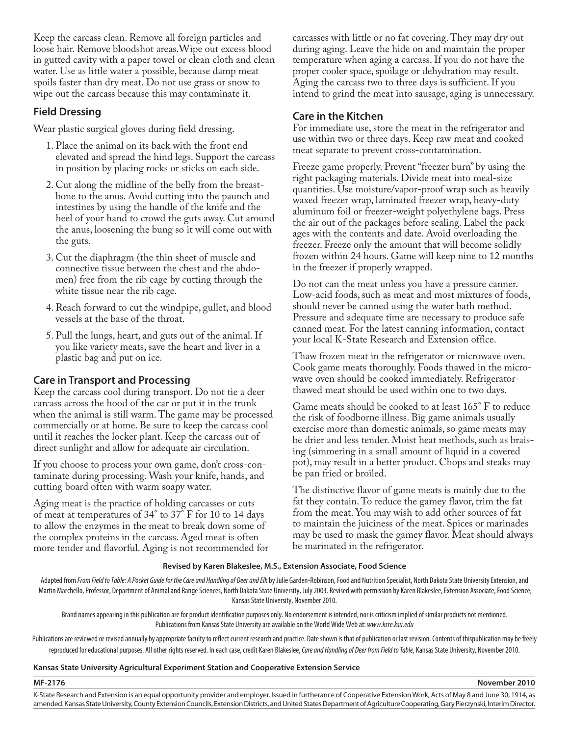Keep the carcass clean. Remove all foreign particles and loose hair. Remove bloodshot areas. Wipe out excess blood in gutted cavity with a paper towel or clean cloth and clean water. Use as little water a possible, because damp meat spoils faster than dry meat. Do not use grass or snow to wipe out the carcass because this may contaminate it.

## Field Dressing

Wear plastic surgical gloves during field dressing.

1. Place the animal on its back with the front end elevated and spread the hind legs. Support the carcass in position by placing rocks or sticks on each side.
2. Cut along the midline of the belly from the breastbone to the anus. Avoid cutting into the paunch and intestines by using the handle of the knife and the heel of your hand to crowd the guts away. Cut around the anus, loosening the bung so it will come out with the guts.
3. Cut the diaphragm (the thin sheet of muscle and connective tissue between the chest and the abdomen) free from the rib cage by cutting through the white tissue near the rib cage.
4. Reach forward to cut the windpipe, gullet, and blood vessels at the base of the throat.
5. Pull the lungs, heart, and guts out of the animal. If you like variety meats, save the heart and liver in a plastic bag and put on ice.

## Care in Transport and Processing

Keep the carcass cool during transport. Do not tie a deer carcass across the hood of the car or put it in the trunk when the animal is still warm. The game may be processed commercially or at home. Be sure to keep the carcass cool until it reaches the locker plant. Keep the carcass out of direct sunlight and allow for adequate air circulation.

If you choose to process your own game, don't cross-contaminate during processing. Wash your knife, hands, and cutting board often with warm soapy water.

Aging meat is the practice of holding carcasses or cuts of meat at temperatures of 34° to 37° F for 10 to 14 days to allow the enzymes in the meat to break down some of the complex proteins in the carcass. Aged meat is often more tender and flavorful. Aging is not recommended for carcasses with little or no fat covering. They may dry out during aging. Leave the hide on and maintain the proper temperature when aging a carcass. If you do not have the proper cooler space, spoilage or dehydration may result. Aging the carcass two to three days is sufficient. If you intend to grind the meat into sausage, aging is unnecessary.

## Care in the Kitchen

For immediate use, store the meat in the refrigerator and use within two or three days. Keep raw meat and cooked meat separate to prevent cross-contamination.

Freeze game properly. Prevent "freezer burn" by using the right packaging materials. Divide meat into meal-size quantities. Use moisture/vapor-proof wrap such as heavily waxed freezer wrap, laminated freezer wrap, heavy-duty aluminum foil or freezer-weight polyethylene bags. Press the air out of the packages before sealing. Label the packages with the contents and date. Avoid overloading the freezer. Freeze only the amount that will become solidly frozen within 24 hours. Game will keep nine to 12 months in the freezer if properly wrapped.

Do not can the meat unless you have a pressure canner. Low-acid foods, such as meat and most mixtures of foods, should never be canned using the water bath method. Pressure and adequate time are necessary to produce safe canned meat. For the latest canning information, contact your local K-State Research and Extension office.

Thaw frozen meat in the refrigerator or microwave oven. Cook game meats thoroughly. Foods thawed in the microwave oven should be cooked immediately. Refrigerator-thawed meat should be used within one to two days.

Game meats should be cooked to at least 165° F to reduce the risk of foodborne illness. Big game animals usually exercise more than domestic animals, so game meats may be drier and less tender. Moist heat methods, such as braising (simmering in a small amount of liquid in a covered pot), may result in a better product. Chops and steaks may be pan fried or broiled.

The distinctive flavor of game meats is mainly due to the fat they contain. To reduce the gamey flavor, trim the fat from the meat. You may wish to add other sources of fat to maintain the juiciness of the meat. Spices or marinades may be used to mask the gamey flavor. Meat should always be marinated in the refrigerator.

**Revised by Karen Blakeslee, M.S., Extension Associate, Food Science**

Adapted from *From Field to Table: A Pocket Guide for the Care and Handling of Deer and Elk* by Julie Garden-Robinson, Food and Nutrition Specialist, North Dakota State University Extension, and Martin Marchello, Professor, Department of Animal and Range Sciences, North Dakota State University, July 2003. Revised with permission by Karen Blakeslee, Extension Associate, Food Science, Kansas State University, November 2010.

Brand names appearing in this publication are for product identification purposes only. No endorsement is intended, nor is criticism implied of similar products not mentioned. Publications from Kansas State University are available on the World Wide Web at: *www.ksre.ksu.edu*

Publications are reviewed or revised annually by appropriate faculty to reflect current research and practice. Date shown is that of publication or last revision. Contents of thispublication may be freely reproduced for educational purposes. All other rights reserved. In each case, credit Karen Blakeslee, *Care and Handling of Deer from Field to Table*, Kansas State University, November 2010.

**Kansas State University Agricultural Experiment Station and Cooperative Extension Service**

**MF-2176** **November 2010**

K-State Research and Extension is an equal opportunity provider and employer. Issued in furtherance of Cooperative Extension Work, Acts of May 8 and June 30, 1914, as amended. Kansas State University, County Extension Councils, Extension Districts, and United States Department of Agriculture Cooperating, Gary Pierzynski, Interim Director.